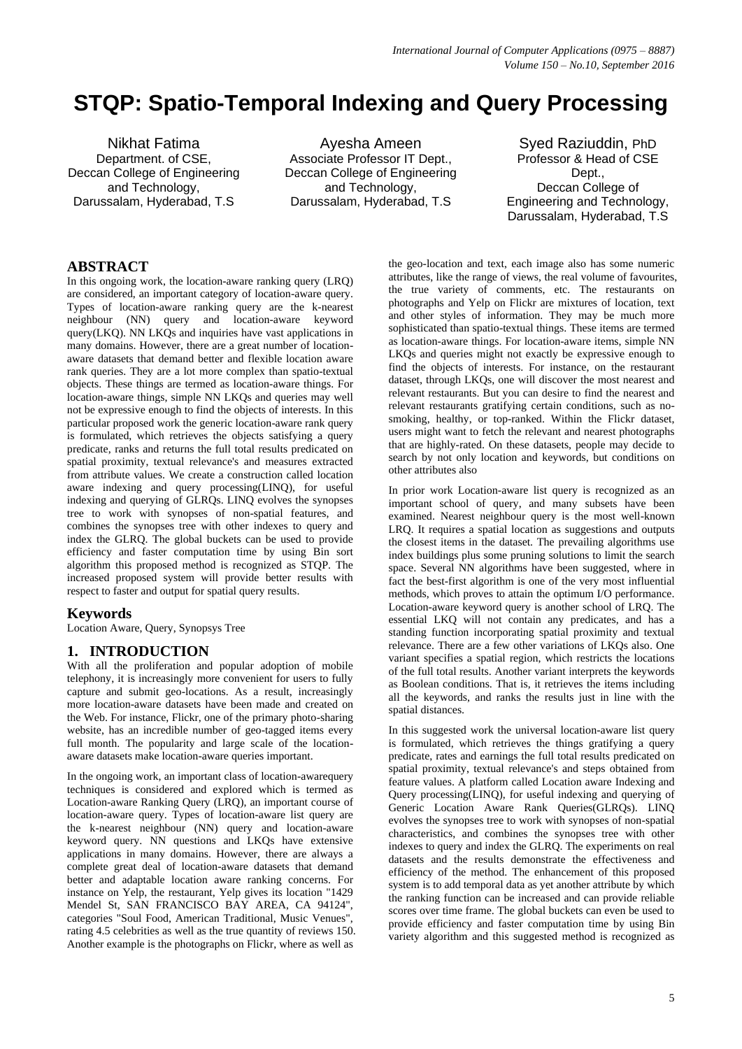# STQP: Spatio-Temporal Indexing and Query Processing

Nikhat Fatima
Department. of CSE,
Deccan College of Engineering and Technology,
Darussalam, Hyderabad, T.S

Ayesha Ameen
Associate Professor IT Dept.,
Deccan College of Engineering and Technology,
Darussalam, Hyderabad, T.S

Syed Raziuddin, PhD
Professor & Head of CSE Dept.,
Deccan College of Engineering and Technology,
Darussalam, Hyderabad, T.S

## ABSTRACT

In this ongoing work, the location-aware ranking query (LRQ) are considered, an important category of location-aware query. Types of location-aware ranking query are the k-nearest neighbour (NN) query and location-aware keyword query(LKQ). NN LKQs and inquiries have vast applications in many domains. However, there are a great number of location-aware datasets that demand better and flexible location aware rank queries. They are a lot more complex than spatio-textual objects. These things are termed as location-aware things. For location-aware things, simple NN LKQs and queries may well not be expressive enough to find the objects of interests. In this particular proposed work the generic location-aware rank query is formulated, which retrieves the objects satisfying a query predicate, ranks and returns the full total results predicated on spatial proximity, textual relevance's and measures extracted from attribute values. We create a construction called location aware indexing and query processing(LINQ), for useful indexing and querying of GLRQs. LINQ evolves the synopses tree to work with synopses of non-spatial features, and combines the synopses tree with other indexes to query and index the GLRQ. The global buckets can be used to provide efficiency and faster computation time by using Bin sort algorithm this proposed method is recognized as STQP. The increased proposed system will provide better results with respect to faster and output for spatial query results.

## Keywords

Location Aware, Query, Synopsys Tree

## 1. INTRODUCTION

With all the proliferation and popular adoption of mobile telephony, it is increasingly more convenient for users to fully capture and submit geo-locations. As a result, increasingly more location-aware datasets have been made and created on the Web. For instance, Flickr, one of the primary photo-sharing website, has an incredible number of geo-tagged items every full month. The popularity and large scale of the location-aware datasets make location-aware queries important.

In the ongoing work, an important class of location-awarequery techniques is considered and explored which is termed as Location-aware Ranking Query (LRQ), an important course of location-aware query. Types of location-aware list query are the k-nearest neighbour (NN) query and location-aware keyword query. NN questions and LKQs have extensive applications in many domains. However, there are always a complete great deal of location-aware datasets that demand better and adaptable location aware ranking concerns. For instance on Yelp, the restaurant, Yelp gives its location "1429 Mendel St, SAN FRANCISCO BAY AREA, CA 94124", categories "Soul Food, American Traditional, Music Venues", rating 4.5 celebrities as well as the true quantity of reviews 150. Another example is the photographs on Flickr, where as well as the geo-location and text, each image also has some numeric attributes, like the range of views, the real volume of favourites, the true variety of comments, etc. The restaurants on photographs and Yelp on Flickr are mixtures of location, text and other styles of information. They may be much more sophisticated than spatio-textual things. These items are termed as location-aware things. For location-aware items, simple NN LKQs and queries might not exactly be expressive enough to find the objects of interests. For instance, on the restaurant dataset, through LKQs, one will discover the most nearest and relevant restaurants. But you can desire to find the nearest and relevant restaurants gratifying certain conditions, such as no-smoking, healthy, or top-ranked. Within the Flickr dataset, users might want to fetch the relevant and nearest photographs that are highly-rated. On these datasets, people may decide to search by not only location and keywords, but conditions on other attributes also

In prior work Location-aware list query is recognized as an important school of query, and many subsets have been examined. Nearest neighbour query is the most well-known LRQ. It requires a spatial location as suggestions and outputs the closest items in the dataset. The prevailing algorithms use index buildings plus some pruning solutions to limit the search space. Several NN algorithms have been suggested, where in fact the best-first algorithm is one of the very most influential methods, which proves to attain the optimum I/O performance. Location-aware keyword query is another school of LRQ. The essential LKQ will not contain any predicates, and has a standing function incorporating spatial proximity and textual relevance. There are a few other variations of LKQs also. One variant specifies a spatial region, which restricts the locations of the full total results. Another variant interprets the keywords as Boolean conditions. That is, it retrieves the items including all the keywords, and ranks the results just in line with the spatial distances.

In this suggested work the universal location-aware list query is formulated, which retrieves the things gratifying a query predicate, rates and earnings the full total results predicated on spatial proximity, textual relevance's and steps obtained from feature values. A platform called Location aware Indexing and Query processing(LINQ), for useful indexing and querying of Generic Location Aware Rank Queries(GLRQs). LINQ evolves the synopses tree to work with synopses of non-spatial characteristics, and combines the synopses tree with other indexes to query and index the GLRQ. The experiments on real datasets and the results demonstrate the effectiveness and efficiency of the method. The enhancement of this proposed system is to add temporal data as yet another attribute by which the ranking function can be increased and can provide reliable scores over time frame. The global buckets can even be used to provide efficiency and faster computation time by using Bin variety algorithm and this suggested method is recognized as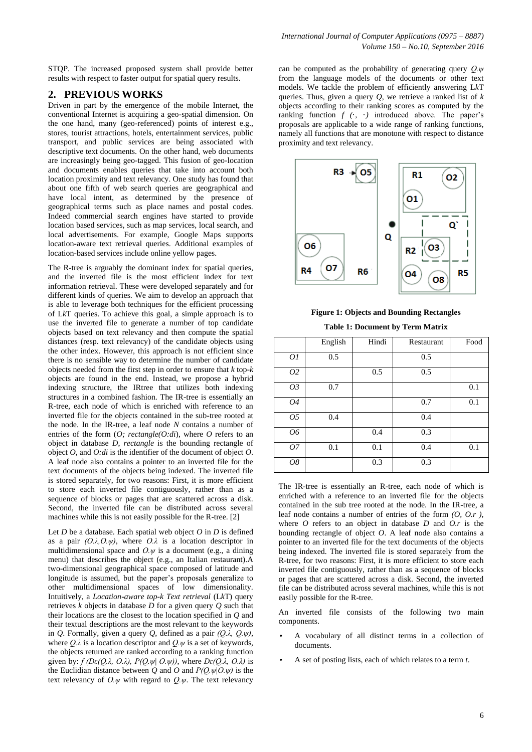STQP. The increased proposed system shall provide better results with respect to faster output for spatial query results.

## 2. PREVIOUS WORKS

Driven in part by the emergence of the mobile Internet, the conventional Internet is acquiring a geo-spatial dimension. On the one hand, many (geo-referenced) points of interest e.g., stores, tourist attractions, hotels, entertainment services, public transport, and public services are being associated with descriptive text documents. On the other hand, web documents are increasingly being geo-tagged. This fusion of geo-location and documents enables queries that take into account both location proximity and text relevancy. One study has found that about one fifth of web search queries are geographical and have local intent, as determined by the presence of geographical terms such as place names and postal codes. Indeed commercial search engines have started to provide location based services, such as map services, local search, and local advertisements. For example, Google Maps supports location-aware text retrieval queries. Additional examples of location-based services include online yellow pages.

The R-tree is arguably the dominant index for spatial queries, and the inverted file is the most efficient index for text information retrieval. These were developed separately and for different kinds of queries. We aim to develop an approach that is able to leverage both techniques for the efficient processing of L*k*T queries. To achieve this goal, a simple approach is to use the inverted file to generate a number of top candidate objects based on text relevancy and then compute the spatial distances (resp. text relevancy) of the candidate objects using the other index. However, this approach is not efficient since there is no sensible way to determine the number of candidate objects needed from the first step in order to ensure that *k* top-*k* objects are found in the end. Instead, we propose a hybrid indexing structure, the IRtree that utilizes both indexing structures in a combined fashion. The IR-tree is essentially an R-tree, each node of which is enriched with reference to an inverted file for the objects contained in the sub-tree rooted at the node. In the IR-tree, a leaf node *N* contains a number of entries of the form (*O; rectangle(O:di*), where *O* refers to an object in database *D*, *rectangle* is the bounding rectangle of object *O*, and *O:di* is the identifier of the document of object *O*. A leaf node also contains a pointer to an inverted file for the text documents of the objects being indexed. The inverted file is stored separately, for two reasons: First, it is more efficient to store each inverted file contiguously, rather than as a sequence of blocks or pages that are scattered across a disk. Second, the inverted file can be distributed across several machines while this is not easily possible for the R-tree. [2]

Let *D* be a database. Each spatial web object *O* in *D* is defined as a pair $(O.\lambda, O.\psi)$, where $O.\lambda$ is a location descriptor in multidimensional space and $O.\psi$ is a document (e.g., a dining menu) that describes the object (e.g., an Italian restaurant).A two-dimensional geographical space composed of latitude and longitude is assumed, but the paper's proposals generalize to other multidimensional spaces of low dimensionality. Intuitively, a *Location-aware top-k Text retrieval* (L*k*T) query retrieves *k* objects in database *D* for a given query *Q* such that their locations are the closest to the location specified in *Q* and their textual descriptions are the most relevant to the keywords in *Q*. Formally, given a query *Q*, defined as a pair $(Q.\lambda, Q.\psi)$, where $Q.\lambda$ is a location descriptor and $Q.\psi$ is a set of keywords, the objects returned are ranked according to a ranking function given by: $f(D\varepsilon(Q.\lambda, O.\lambda), P(Q.\psi| O.\psi))$, where $D\varepsilon(Q.\lambda, O.\lambda)$ is the Euclidian distance between *Q* and *O* and $P(Q.\psi|O.\psi)$ is the text relevancy of $O.\psi$ with regard to $Q.\psi$. The text relevancy can be computed as the probability of generating query $Q.\psi$ from the language models of the documents or other text models. We tackle the problem of efficiently answering L*k*T queries. Thus, given a query *Q*, we retrieve a ranked list of *k* objects according to their ranking scores as computed by the ranking function $f(\cdot, \cdot)$ introduced above. The paper's proposals are applicable to a wide range of ranking functions, namely all functions that are monotone with respect to distance proximity and text relevancy.

**Figure 1: Objects and Bounding Rectangles**

**Table 1: Document by Term Matrix**

| | English | Hindi | Restaurant | Food |
|---|---|---|---|---|
| *O1* | 0.5 | | 0.5 | |
| *O2* | | 0.5 | 0.5 | |
| *O3* | 0.7 | | | 0.1 |
| *O4* | | | 0.7 | 0.1 |
| *O5* | 0.4 | | 0.4 | |
| *O6* | | 0.4 | 0.3 | |
| *O7* | 0.1 | 0.1 | 0.4 | 0.1 |
| *O8* | | 0.3 | 0.3 | |

The IR-tree is essentially an R-tree, each node of which is enriched with a reference to an inverted file for the objects contained in the sub tree rooted at the node. In the IR-tree, a leaf node contains a number of entries of the form *(O, O.r )*, where *O* refers to an object in database *D* and *O.r* is the bounding rectangle of object *O*. A leaf node also contains a pointer to an inverted file for the text documents of the objects being indexed. The inverted file is stored separately from the R-tree, for two reasons: First, it is more efficient to store each inverted file contiguously, rather than as a sequence of blocks or pages that are scattered across a disk. Second, the inverted file can be distributed across several machines, while this is not easily possible for the R-tree.

An inverted file consists of the following two main components.

- A vocabulary of all distinct terms in a collection of documents.
- A set of posting lists, each of which relates to a term *t*.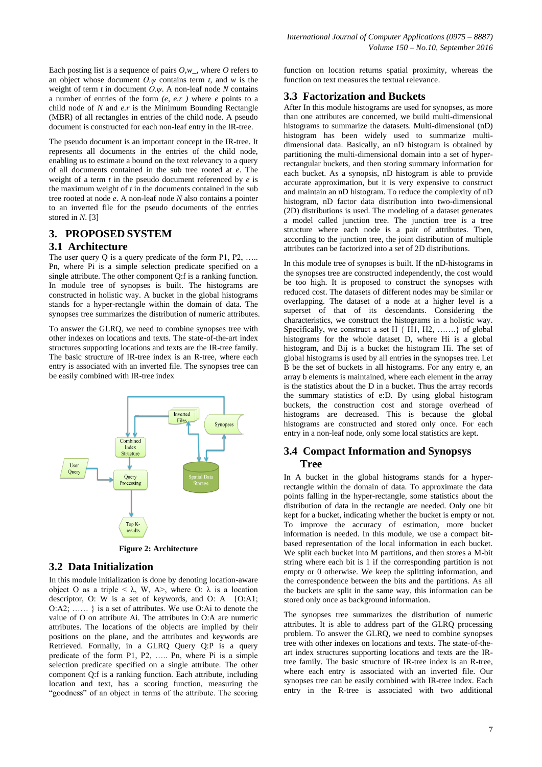Each posting list is a sequence of pairs $O,w\_$, where $O$ refers to an object whose document $O.\psi$ contains term $t$, and $w$ is the weight of term $t$ in document $O.\psi$. A non-leaf node $N$ contains a number of entries of the form $(e, e.r)$ where $e$ points to a child node of $N$ and $e.r$ is the Minimum Bounding Rectangle (MBR) of all rectangles in entries of the child node. A pseudo document is constructed for each non-leaf entry in the IR-tree.

The pseudo document is an important concept in the IR-tree. It represents all documents in the entries of the child node, enabling us to estimate a bound on the text relevancy to a query of all documents contained in the sub tree rooted at $e$. The weight of a term $t$ in the pseudo document referenced by $e$ is the maximum weight of $t$ in the documents contained in the sub tree rooted at node $e$. A non-leaf node $N$ also contains a pointer to an inverted file for the pseudo documents of the entries stored in $N$. [3]

## 3. PROPOSED SYSTEM

### 3.1 Architecture

The user query Q is a query predicate of the form P1, P2, ….. Pn, where Pi is a simple selection predicate specified on a single attribute. The other component Q:f is a ranking function. In module tree of synopses is built. The histograms are constructed in holistic way. A bucket in the global histograms stands for a hyper-rectangle within the domain of data. The synopses tree summarizes the distribution of numeric attributes.

To answer the GLRQ, we need to combine synopses tree with other indexes on locations and texts. The state-of-the-art index structures supporting locations and texts are the IR-tree family. The basic structure of IR-tree index is an R-tree, where each entry is associated with an inverted file. The synopses tree can be easily combined with IR-tree index

Inverted Files

Synopses

Combined Index Structure

User Query

Query Processing

Spatial Data Storage

Top K-results

**Figure 2: Architecture**

### 3.2 Data Initialization

In this module initialization is done by denoting location-aware object O as a triple < λ, W, A>, where O: λ is a location descriptor, O: W is a set of keywords, and O: A {O:A1; O:A2; …… } is a set of attributes. We use O:Ai to denote the value of O on attribute Ai. The attributes in O:A are numeric attributes. The locations of the objects are implied by their positions on the plane, and the attributes and keywords are Retrieved. Formally, in a GLRQ Query Q:P is a query predicate of the form P1, P2, ….. Pn, where Pi is a simple selection predicate specified on a single attribute. The other component Q:f is a ranking function. Each attribute, including location and text, has a scoring function, measuring the "goodness" of an object in terms of the attribute. The scoring function on location returns spatial proximity, whereas the function on text measures the textual relevance.

### 3.3 Factorization and Buckets

After In this module histograms are used for synopses, as more than one attributes are concerned, we build multi-dimensional histograms to summarize the datasets. Multi-dimensional (nD) histogram has been widely used to summarize multi-dimensional data. Basically, an nD histogram is obtained by partitioning the multi-dimensional domain into a set of hyper-rectangular buckets, and then storing summary information for each bucket. As a synopsis, nD histogram is able to provide accurate approximation, but it is very expensive to construct and maintain an nD histogram. To reduce the complexity of nD histogram, nD factor data distribution into two-dimensional (2D) distributions is used. The modeling of a dataset generates a model called junction tree. The junction tree is a tree structure where each node is a pair of attributes. Then, according to the junction tree, the joint distribution of multiple attributes can be factorized into a set of 2D distributions.

In this module tree of synopses is built. If the nD-histograms in the synopses tree are constructed independently, the cost would be too high. It is proposed to construct the synopses with reduced cost. The datasets of different nodes may be similar or overlapping. The dataset of a node at a higher level is a superset of that of its descendants. Considering the characteristics, we construct the histograms in a holistic way. Specifically, we construct a set H { H1, H2, …….} of global histograms for the whole dataset D, where Hi is a global histogram, and Bij is a bucket the histogram Hi. The set of global histograms is used by all entries in the synopses tree. Let B be the set of buckets in all histograms. For any entry e, an array b elements is maintained, where each element in the array is the statistics about the D in a bucket. Thus the array records the summary statistics of e:D. By using global histogram buckets, the construction cost and storage overhead of histograms are decreased. This is because the global histograms are constructed and stored only once. For each entry in a non-leaf node, only some local statistics are kept.

### 3.4 Compact Information and Synopsys Tree

In A bucket in the global histograms stands for a hyper-rectangle within the domain of data. To approximate the data points falling in the hyper-rectangle, some statistics about the distribution of data in the rectangle are needed. Only one bit kept for a bucket, indicating whether the bucket is empty or not. To improve the accuracy of estimation, more bucket information is needed. In this module, we use a compact bit-based representation of the local information in each bucket. We split each bucket into M partitions, and then stores a M-bit string where each bit is 1 if the corresponding partition is not empty or 0 otherwise. We keep the splitting information, and the correspondence between the bits and the partitions. As all the buckets are split in the same way, this information can be stored only once as background information.

The synopses tree summarizes the distribution of numeric attributes. It is able to address part of the GLRQ processing problem. To answer the GLRQ, we need to combine synopses tree with other indexes on locations and texts. The state-of-the-art index structures supporting locations and texts are the IR-tree family. The basic structure of IR-tree index is an R-tree, where each entry is associated with an inverted file. Our synopses tree can be easily combined with IR-tree index. Each entry in the R-tree is associated with two additional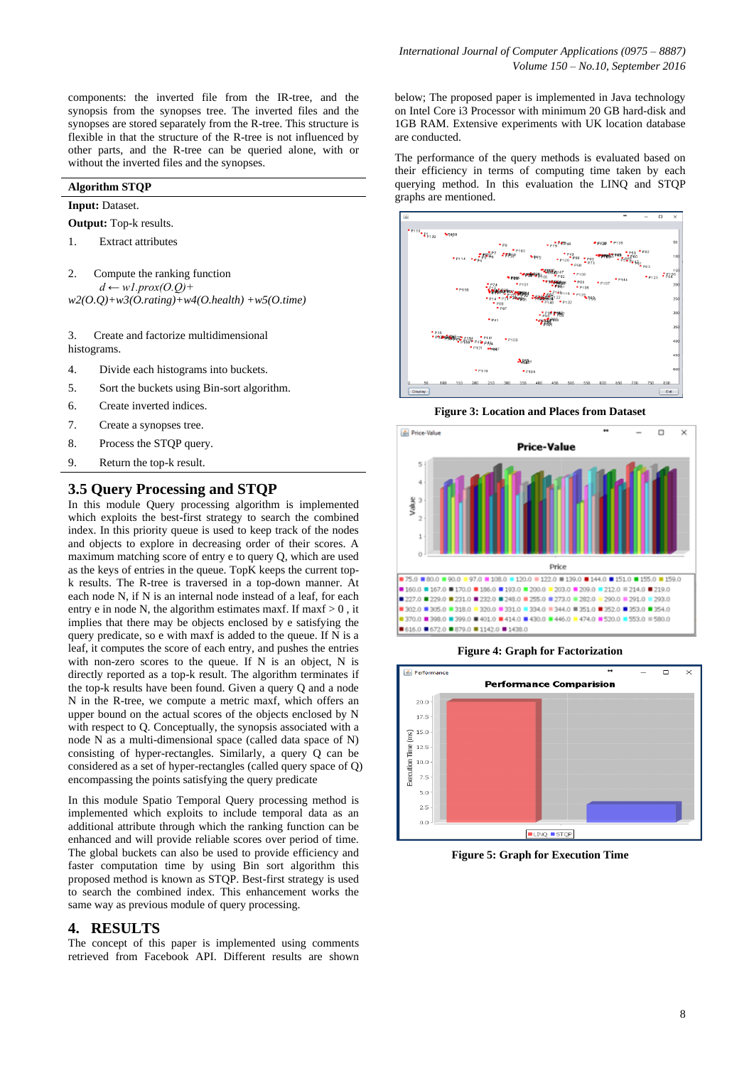components: the inverted file from the IR-tree, and the synopsis from the synopses tree. The inverted files and the synopses are stored separately from the R-tree. This structure is flexible in that the structure of the R-tree is not influenced by other parts, and the R-tree can be queried alone, with or without the inverted files and the synopses.

**Algorithm STQP**

**Input:** Dataset.

**Output:** Top-k results.

1. Extract attributes
2. Compute the ranking function $d \leftarrow w1.prox(O.Q)+ w2(O.Q)+w3(O.rating)+w4(O.health) +w5(O.time)$
3. Create and factorize multidimensional histograms.
4. Divide each histograms into buckets.
5. Sort the buckets using Bin-sort algorithm.
6. Create inverted indices.
7. Create a synopses tree.
8. Process the STQP query.
9. Return the top-k result.

## 3.5 Query Processing and STQP

In this module Query processing algorithm is implemented which exploits the best-first strategy to search the combined index. In this priority queue is used to keep track of the nodes and objects to explore in decreasing order of their scores. A maximum matching score of entry e to query Q, which are used as the keys of entries in the queue. TopK keeps the current top-k results. The R-tree is traversed in a top-down manner. At each node N, if N is an internal node instead of a leaf, for each entry e in node N, the algorithm estimates maxf. If maxf > 0 , it implies that there may be objects enclosed by e satisfying the query predicate, so e with maxf is added to the queue. If N is a leaf, it computes the score of each entry, and pushes the entries with non-zero scores to the queue. If N is an object, N is directly reported as a top-k result. The algorithm terminates if the top-k results have been found. Given a query Q and a node N in the R-tree, we compute a metric maxf, which offers an upper bound on the actual scores of the objects enclosed by N with respect to Q. Conceptually, the synopsis associated with a node N as a multi-dimensional space (called data space of N) consisting of hyper-rectangles. Similarly, a query Q can be considered as a set of hyper-rectangles (called query space of Q) encompassing the points satisfying the query predicate

In this module Spatio Temporal Query processing method is implemented which exploits to include temporal data as an additional attribute through which the ranking function can be enhanced and will provide reliable scores over period of time. The global buckets can also be used to provide efficiency and faster computation time by using Bin sort algorithm this proposed method is known as STQP. Best-first strategy is used to search the combined index. This enhancement works the same way as previous module of query processing.

# 4. RESULTS

The concept of this paper is implemented using comments retrieved from Facebook API. Different results are shown below; The proposed paper is implemented in Java technology on Intel Core i3 Processor with minimum 20 GB hard-disk and 1GB RAM. Extensive experiments with UK location database are conducted.

The performance of the query methods is evaluated based on their efficiency in terms of computing time taken by each querying method. In this evaluation the LINQ and STQP graphs are mentioned.

**Figure 3: Location and Places from Dataset**

Price-Value

Value

Price

75.0 80.0 90.0 97.0 108.0 120.0 122.0 139.0 144.0 151.0 155.0 159.0
160.0 167.0 170.0 186.0 193.0 200.0 203.0 209.0 212.0 214.0 219.0
227.0 229.0 231.0 232.0 248.0 255.0 273.0 282.0 290.0 291.0 293.0
302.0 305.0 318.0 320.0 331.0 334.0 344.0 351.0 352.0 353.0 354.0
370.0 398.0 399.0 401.0 414.0 430.0 446.0 474.0 520.0 553.0 580.0
616.0 672.0 879.0 1142.0 1438.0

**Figure 4: Graph for Factorization**

Performance Comparision

Execution Time (ms)

LINQ STQP

**Figure 5: Graph for Execution Time**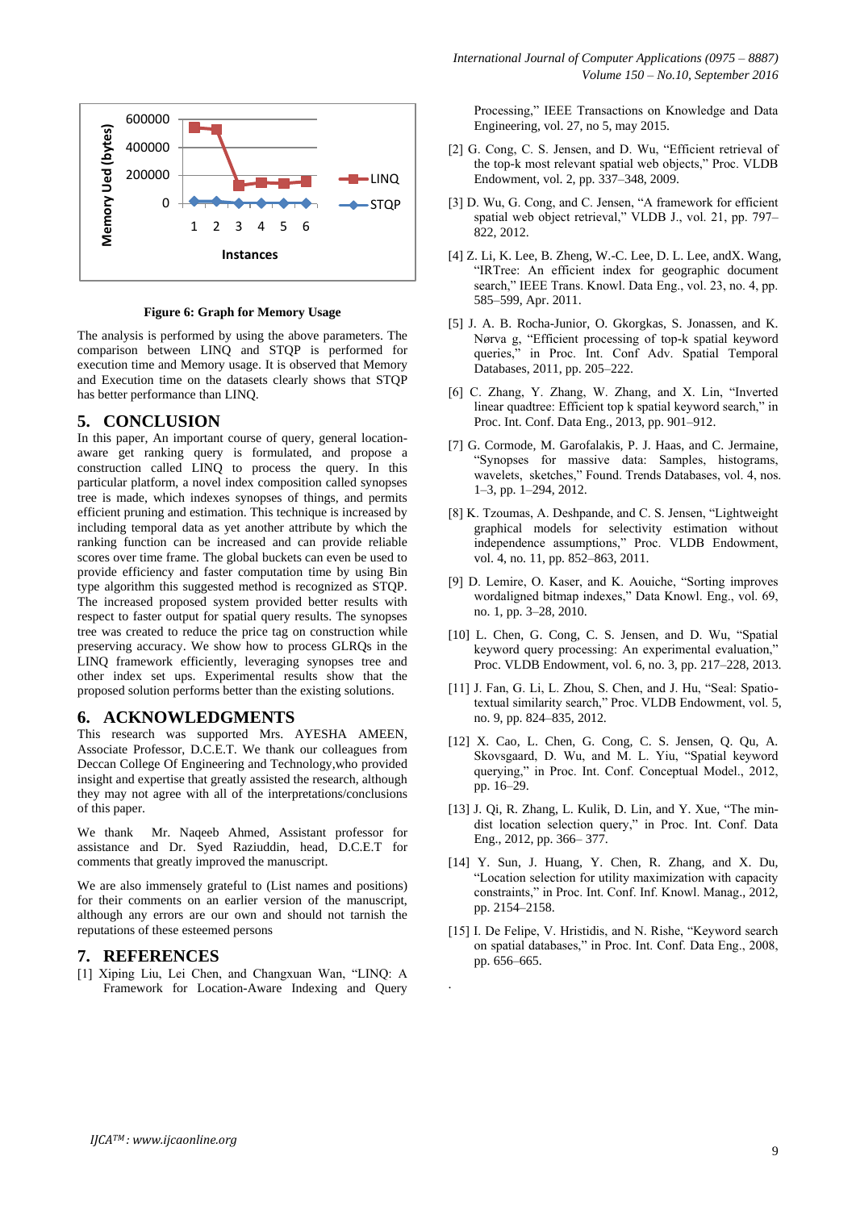600000
400000
200000
0
Memory Ued (bytes)
1 2 3 4 5 6
Instances
LINQ
STQP

**Figure 6: Graph for Memory Usage**

The analysis is performed by using the above parameters. The comparison between LINQ and STQP is performed for execution time and Memory usage. It is observed that Memory and Execution time on the datasets clearly shows that STQP has better performance than LINQ.

## 5. CONCLUSION

In this paper, An important course of query, general location-aware get ranking query is formulated, and propose a construction called LINQ to process the query. In this particular platform, a novel index composition called synopses tree is made, which indexes synopses of things, and permits efficient pruning and estimation. This technique is increased by including temporal data as yet another attribute by which the ranking function can be increased and can provide reliable scores over time frame. The global buckets can even be used to provide efficiency and faster computation time by using Bin type algorithm this suggested method is recognized as STQP. The increased proposed system provided better results with respect to faster output for spatial query results. The synopses tree was created to reduce the price tag on construction while preserving accuracy. We show how to process GLRQs in the LINQ framework efficiently, leveraging synopses tree and other index set ups. Experimental results show that the proposed solution performs better than the existing solutions.

## 6. ACKNOWLEDGMENTS

This research was supported Mrs. AYESHA AMEEN, Associate Professor, D.C.E.T. We thank our colleagues from Deccan College Of Engineering and Technology,who provided insight and expertise that greatly assisted the research, although they may not agree with all of the interpretations/conclusions of this paper.

We thank Mr. Naqeeb Ahmed, Assistant professor for assistance and Dr. Syed Raziuddin, head, D.C.E.T for comments that greatly improved the manuscript.

We are also immensely grateful to (List names and positions) for their comments on an earlier version of the manuscript, although any errors are our own and should not tarnish the reputations of these esteemed persons

## 7. REFERENCES

[1] Xiping Liu, Lei Chen, and Changxuan Wan, "LINQ: A Framework for Location-Aware Indexing and Query Processing," IEEE Transactions on Knowledge and Data Engineering, vol. 27, no 5, may 2015.

[2] G. Cong, C. S. Jensen, and D. Wu, "Efficient retrieval of the top-k most relevant spatial web objects," Proc. VLDB Endowment, vol. 2, pp. 337–348, 2009.

[3] D. Wu, G. Cong, and C. Jensen, "A framework for efficient spatial web object retrieval," VLDB J., vol. 21, pp. 797–822, 2012.

[4] Z. Li, K. Lee, B. Zheng, W.-C. Lee, D. L. Lee, andX. Wang, "IRTree: An efficient index for geographic document search," IEEE Trans. Knowl. Data Eng., vol. 23, no. 4, pp. 585–599, Apr. 2011.

[5] J. A. B. Rocha-Junior, O. Gkorgkas, S. Jonassen, and K. Nørva g, "Efficient processing of top-k spatial keyword queries," in Proc. Int. Conf Adv. Spatial Temporal Databases, 2011, pp. 205–222.

[6] C. Zhang, Y. Zhang, W. Zhang, and X. Lin, "Inverted linear quadtree: Efficient top k spatial keyword search," in Proc. Int. Conf. Data Eng., 2013, pp. 901–912.

[7] G. Cormode, M. Garofalakis, P. J. Haas, and C. Jermaine, "Synopses for massive data: Samples, histograms, wavelets, sketches," Found. Trends Databases, vol. 4, nos. 1–3, pp. 1–294, 2012.

[8] K. Tzoumas, A. Deshpande, and C. S. Jensen, "Lightweight graphical models for selectivity estimation without independence assumptions," Proc. VLDB Endowment, vol. 4, no. 11, pp. 852–863, 2011.

[9] D. Lemire, O. Kaser, and K. Aouiche, "Sorting improves wordaligned bitmap indexes," Data Knowl. Eng., vol. 69, no. 1, pp. 3–28, 2010.

[10] L. Chen, G. Cong, C. S. Jensen, and D. Wu, "Spatial keyword query processing: An experimental evaluation," Proc. VLDB Endowment, vol. 6, no. 3, pp. 217–228, 2013.

[11] J. Fan, G. Li, L. Zhou, S. Chen, and J. Hu, "Seal: Spatio-textual similarity search," Proc. VLDB Endowment, vol. 5, no. 9, pp. 824–835, 2012.

[12] X. Cao, L. Chen, G. Cong, C. S. Jensen, Q. Qu, A. Skovsgaard, D. Wu, and M. L. Yiu, "Spatial keyword querying," in Proc. Int. Conf. Conceptual Model., 2012, pp. 16–29.

[13] J. Qi, R. Zhang, L. Kulik, D. Lin, and Y. Xue, "The min-dist location selection query," in Proc. Int. Conf. Data Eng., 2012, pp. 366– 377.

[14] Y. Sun, J. Huang, Y. Chen, R. Zhang, and X. Du, "Location selection for utility maximization with capacity constraints," in Proc. Int. Conf. Inf. Knowl. Manag., 2012, pp. 2154–2158.

[15] I. De Felipe, V. Hristidis, and N. Rishe, "Keyword search on spatial databases," in Proc. Int. Conf. Data Eng., 2008, pp. 656–665.